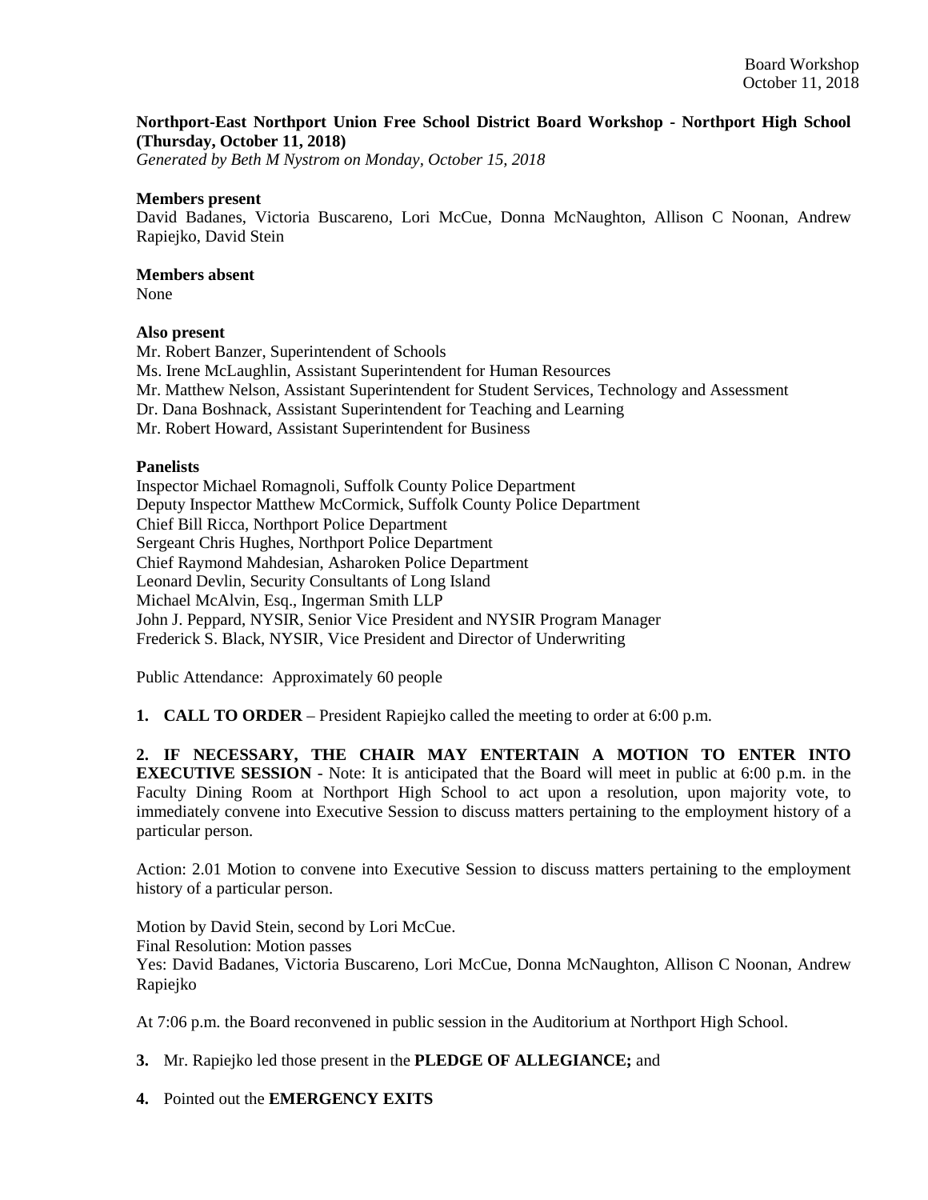**Northport-East Northport Union Free School District Board Workshop - Northport High School (Thursday, October 11, 2018)**

*Generated by Beth M Nystrom on Monday, October 15, 2018*

**Members present**

David Badanes, Victoria Buscareno, Lori McCue, Donna McNaughton, Allison C Noonan, Andrew Rapiejko, David Stein

**Members absent**

None

**Also present**

Mr. Robert Banzer, Superintendent of Schools
Ms. Irene McLaughlin, Assistant Superintendent for Human Resources
Mr. Matthew Nelson, Assistant Superintendent for Student Services, Technology and Assessment
Dr. Dana Boshnack, Assistant Superintendent for Teaching and Learning
Mr. Robert Howard, Assistant Superintendent for Business

**Panelists**

Inspector Michael Romagnoli, Suffolk County Police Department
Deputy Inspector Matthew McCormick, Suffolk County Police Department
Chief Bill Ricca, Northport Police Department
Sergeant Chris Hughes, Northport Police Department
Chief Raymond Mahdesian, Asharoken Police Department
Leonard Devlin, Security Consultants of Long Island
Michael McAlvin, Esq., Ingerman Smith LLP
John J. Peppard, NYSIR, Senior Vice President and NYSIR Program Manager
Frederick S. Black, NYSIR, Vice President and Director of Underwriting

Public Attendance: Approximately 60 people

**1. CALL TO ORDER** – President Rapiejko called the meeting to order at 6:00 p.m.

**2. IF NECESSARY, THE CHAIR MAY ENTERTAIN A MOTION TO ENTER INTO EXECUTIVE SESSION** - Note: It is anticipated that the Board will meet in public at 6:00 p.m. in the Faculty Dining Room at Northport High School to act upon a resolution, upon majority vote, to immediately convene into Executive Session to discuss matters pertaining to the employment history of a particular person.

Action: 2.01 Motion to convene into Executive Session to discuss matters pertaining to the employment history of a particular person.

Motion by David Stein, second by Lori McCue.
Final Resolution: Motion passes
Yes: David Badanes, Victoria Buscareno, Lori McCue, Donna McNaughton, Allison C Noonan, Andrew Rapiejko

At 7:06 p.m. the Board reconvened in public session in the Auditorium at Northport High School.

**3.** Mr. Rapiejko led those present in the **PLEDGE OF ALLEGIANCE;** and

**4.** Pointed out the **EMERGENCY EXITS**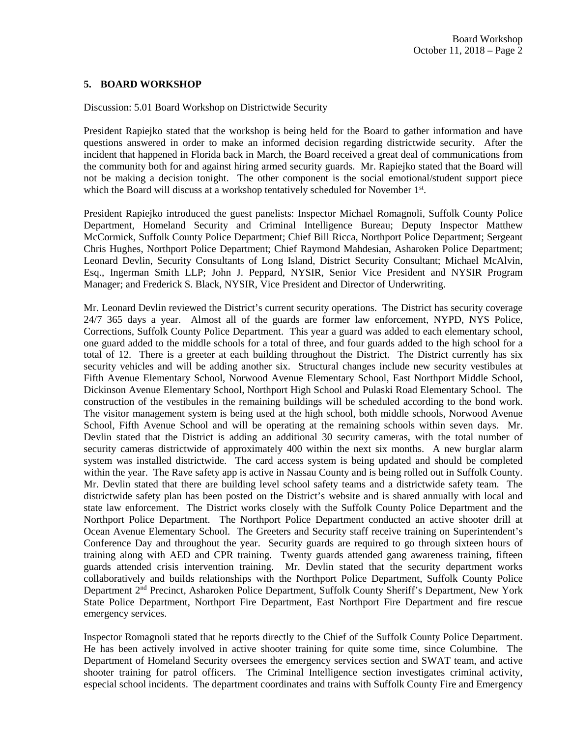## 5. BOARD WORKSHOP

Discussion: 5.01 Board Workshop on Districtwide Security

President Rapiejko stated that the workshop is being held for the Board to gather information and have questions answered in order to make an informed decision regarding districtwide security. After the incident that happened in Florida back in March, the Board received a great deal of communications from the community both for and against hiring armed security guards. Mr. Rapiejko stated that the Board will not be making a decision tonight. The other component is the social emotional/student support piece which the Board will discuss at a workshop tentatively scheduled for November 1st.

President Rapiejko introduced the guest panelists: Inspector Michael Romagnoli, Suffolk County Police Department, Homeland Security and Criminal Intelligence Bureau; Deputy Inspector Matthew McCormick, Suffolk County Police Department; Chief Bill Ricca, Northport Police Department; Sergeant Chris Hughes, Northport Police Department; Chief Raymond Mahdesian, Asharoken Police Department; Leonard Devlin, Security Consultants of Long Island, District Security Consultant; Michael McAlvin, Esq., Ingerman Smith LLP; John J. Peppard, NYSIR, Senior Vice President and NYSIR Program Manager; and Frederick S. Black, NYSIR, Vice President and Director of Underwriting.

Mr. Leonard Devlin reviewed the District's current security operations. The District has security coverage 24/7 365 days a year. Almost all of the guards are former law enforcement, NYPD, NYS Police, Corrections, Suffolk County Police Department. This year a guard was added to each elementary school, one guard added to the middle schools for a total of three, and four guards added to the high school for a total of 12. There is a greeter at each building throughout the District. The District currently has six security vehicles and will be adding another six. Structural changes include new security vestibules at Fifth Avenue Elementary School, Norwood Avenue Elementary School, East Northport Middle School, Dickinson Avenue Elementary School, Northport High School and Pulaski Road Elementary School. The construction of the vestibules in the remaining buildings will be scheduled according to the bond work. The visitor management system is being used at the high school, both middle schools, Norwood Avenue School, Fifth Avenue School and will be operating at the remaining schools within seven days. Mr. Devlin stated that the District is adding an additional 30 security cameras, with the total number of security cameras districtwide of approximately 400 within the next six months. A new burglar alarm system was installed districtwide. The card access system is being updated and should be completed within the year. The Rave safety app is active in Nassau County and is being rolled out in Suffolk County. Mr. Devlin stated that there are building level school safety teams and a districtwide safety team. The districtwide safety plan has been posted on the District's website and is shared annually with local and state law enforcement. The District works closely with the Suffolk County Police Department and the Northport Police Department. The Northport Police Department conducted an active shooter drill at Ocean Avenue Elementary School. The Greeters and Security staff receive training on Superintendent's Conference Day and throughout the year. Security guards are required to go through sixteen hours of training along with AED and CPR training. Twenty guards attended gang awareness training, fifteen guards attended crisis intervention training. Mr. Devlin stated that the security department works collaboratively and builds relationships with the Northport Police Department, Suffolk County Police Department 2nd Precinct, Asharoken Police Department, Suffolk County Sheriff's Department, New York State Police Department, Northport Fire Department, East Northport Fire Department and fire rescue emergency services.

Inspector Romagnoli stated that he reports directly to the Chief of the Suffolk County Police Department. He has been actively involved in active shooter training for quite some time, since Columbine. The Department of Homeland Security oversees the emergency services section and SWAT team, and active shooter training for patrol officers. The Criminal Intelligence section investigates criminal activity, especial school incidents. The department coordinates and trains with Suffolk County Fire and Emergency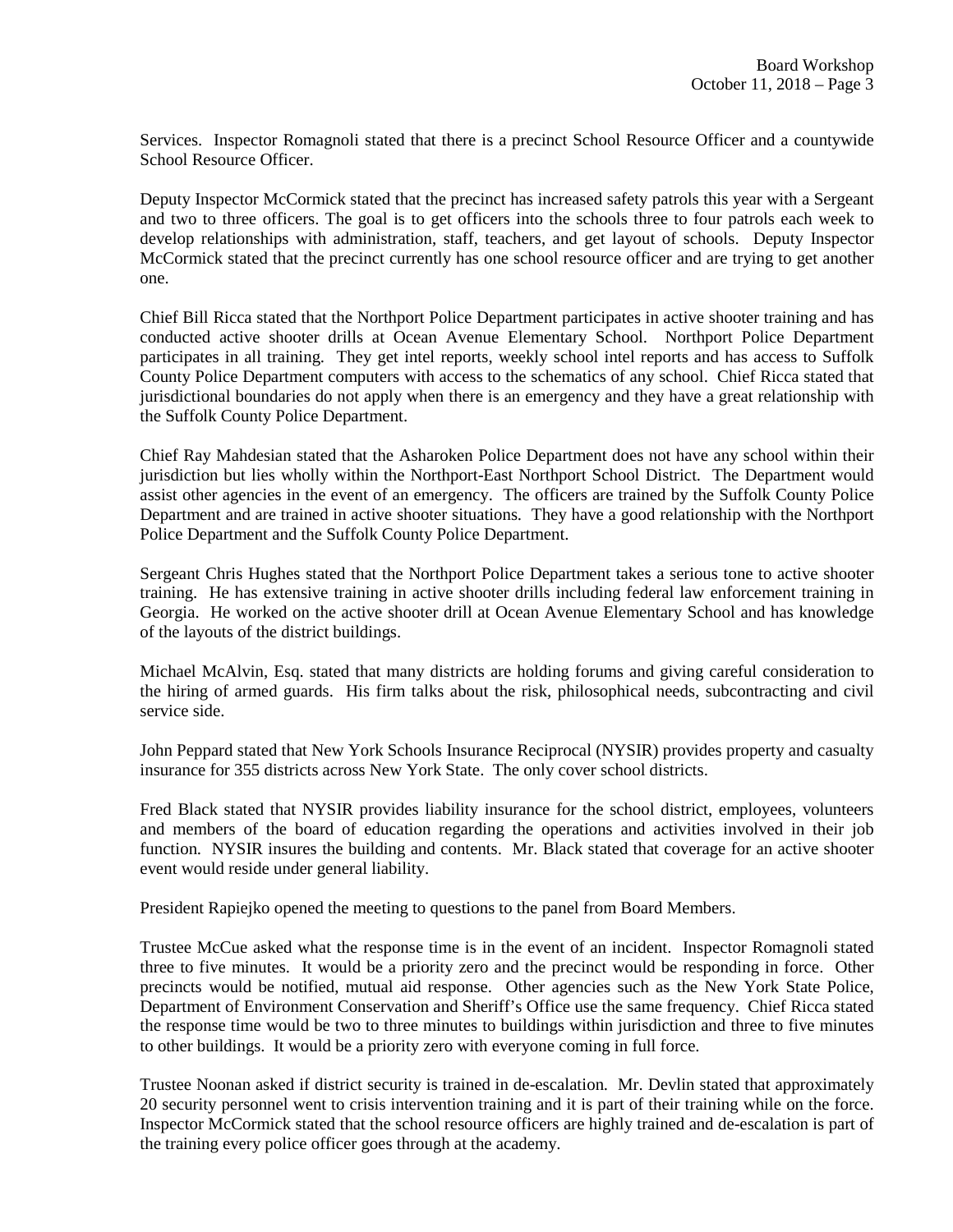Services. Inspector Romagnoli stated that there is a precinct School Resource Officer and a countywide School Resource Officer.

Deputy Inspector McCormick stated that the precinct has increased safety patrols this year with a Sergeant and two to three officers. The goal is to get officers into the schools three to four patrols each week to develop relationships with administration, staff, teachers, and get layout of schools. Deputy Inspector McCormick stated that the precinct currently has one school resource officer and are trying to get another one.

Chief Bill Ricca stated that the Northport Police Department participates in active shooter training and has conducted active shooter drills at Ocean Avenue Elementary School. Northport Police Department participates in all training. They get intel reports, weekly school intel reports and has access to Suffolk County Police Department computers with access to the schematics of any school. Chief Ricca stated that jurisdictional boundaries do not apply when there is an emergency and they have a great relationship with the Suffolk County Police Department.

Chief Ray Mahdesian stated that the Asharoken Police Department does not have any school within their jurisdiction but lies wholly within the Northport-East Northport School District. The Department would assist other agencies in the event of an emergency. The officers are trained by the Suffolk County Police Department and are trained in active shooter situations. They have a good relationship with the Northport Police Department and the Suffolk County Police Department.

Sergeant Chris Hughes stated that the Northport Police Department takes a serious tone to active shooter training. He has extensive training in active shooter drills including federal law enforcement training in Georgia. He worked on the active shooter drill at Ocean Avenue Elementary School and has knowledge of the layouts of the district buildings.

Michael McAlvin, Esq. stated that many districts are holding forums and giving careful consideration to the hiring of armed guards. His firm talks about the risk, philosophical needs, subcontracting and civil service side.

John Peppard stated that New York Schools Insurance Reciprocal (NYSIR) provides property and casualty insurance for 355 districts across New York State. The only cover school districts.

Fred Black stated that NYSIR provides liability insurance for the school district, employees, volunteers and members of the board of education regarding the operations and activities involved in their job function. NYSIR insures the building and contents. Mr. Black stated that coverage for an active shooter event would reside under general liability.

President Rapiejko opened the meeting to questions to the panel from Board Members.

Trustee McCue asked what the response time is in the event of an incident. Inspector Romagnoli stated three to five minutes. It would be a priority zero and the precinct would be responding in force. Other precincts would be notified, mutual aid response. Other agencies such as the New York State Police, Department of Environment Conservation and Sheriff's Office use the same frequency. Chief Ricca stated the response time would be two to three minutes to buildings within jurisdiction and three to five minutes to other buildings. It would be a priority zero with everyone coming in full force.

Trustee Noonan asked if district security is trained in de-escalation. Mr. Devlin stated that approximately 20 security personnel went to crisis intervention training and it is part of their training while on the force. Inspector McCormick stated that the school resource officers are highly trained and de-escalation is part of the training every police officer goes through at the academy.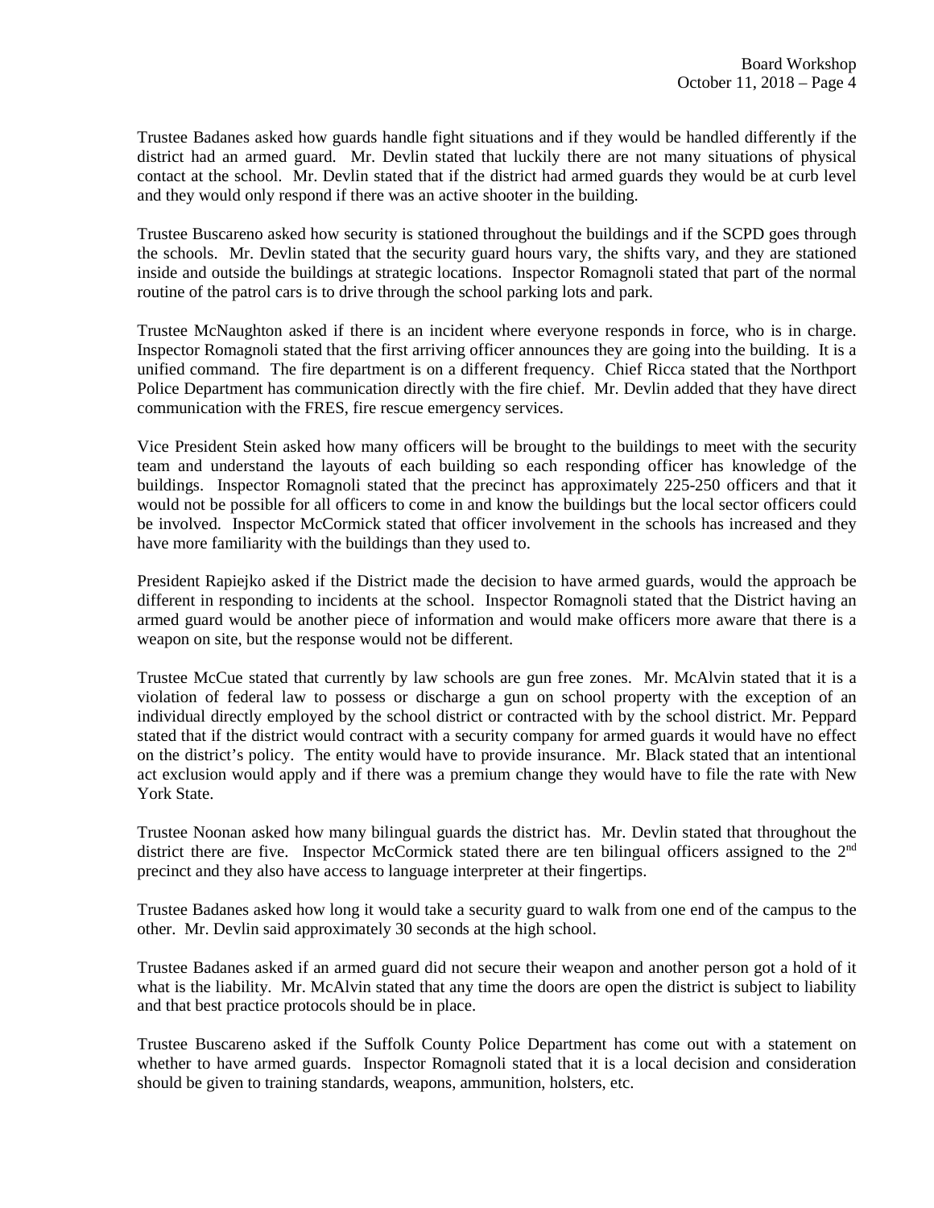Trustee Badanes asked how guards handle fight situations and if they would be handled differently if the district had an armed guard. Mr. Devlin stated that luckily there are not many situations of physical contact at the school. Mr. Devlin stated that if the district had armed guards they would be at curb level and they would only respond if there was an active shooter in the building.

Trustee Buscareno asked how security is stationed throughout the buildings and if the SCPD goes through the schools. Mr. Devlin stated that the security guard hours vary, the shifts vary, and they are stationed inside and outside the buildings at strategic locations. Inspector Romagnoli stated that part of the normal routine of the patrol cars is to drive through the school parking lots and park.

Trustee McNaughton asked if there is an incident where everyone responds in force, who is in charge. Inspector Romagnoli stated that the first arriving officer announces they are going into the building. It is a unified command. The fire department is on a different frequency. Chief Ricca stated that the Northport Police Department has communication directly with the fire chief. Mr. Devlin added that they have direct communication with the FRES, fire rescue emergency services.

Vice President Stein asked how many officers will be brought to the buildings to meet with the security team and understand the layouts of each building so each responding officer has knowledge of the buildings. Inspector Romagnoli stated that the precinct has approximately 225-250 officers and that it would not be possible for all officers to come in and know the buildings but the local sector officers could be involved. Inspector McCormick stated that officer involvement in the schools has increased and they have more familiarity with the buildings than they used to.

President Rapiejko asked if the District made the decision to have armed guards, would the approach be different in responding to incidents at the school. Inspector Romagnoli stated that the District having an armed guard would be another piece of information and would make officers more aware that there is a weapon on site, but the response would not be different.

Trustee McCue stated that currently by law schools are gun free zones. Mr. McAlvin stated that it is a violation of federal law to possess or discharge a gun on school property with the exception of an individual directly employed by the school district or contracted with by the school district. Mr. Peppard stated that if the district would contract with a security company for armed guards it would have no effect on the district's policy. The entity would have to provide insurance. Mr. Black stated that an intentional act exclusion would apply and if there was a premium change they would have to file the rate with New York State.

Trustee Noonan asked how many bilingual guards the district has. Mr. Devlin stated that throughout the district there are five. Inspector McCormick stated there are ten bilingual officers assigned to the 2nd precinct and they also have access to language interpreter at their fingertips.

Trustee Badanes asked how long it would take a security guard to walk from one end of the campus to the other. Mr. Devlin said approximately 30 seconds at the high school.

Trustee Badanes asked if an armed guard did not secure their weapon and another person got a hold of it what is the liability. Mr. McAlvin stated that any time the doors are open the district is subject to liability and that best practice protocols should be in place.

Trustee Buscareno asked if the Suffolk County Police Department has come out with a statement on whether to have armed guards. Inspector Romagnoli stated that it is a local decision and consideration should be given to training standards, weapons, ammunition, holsters, etc.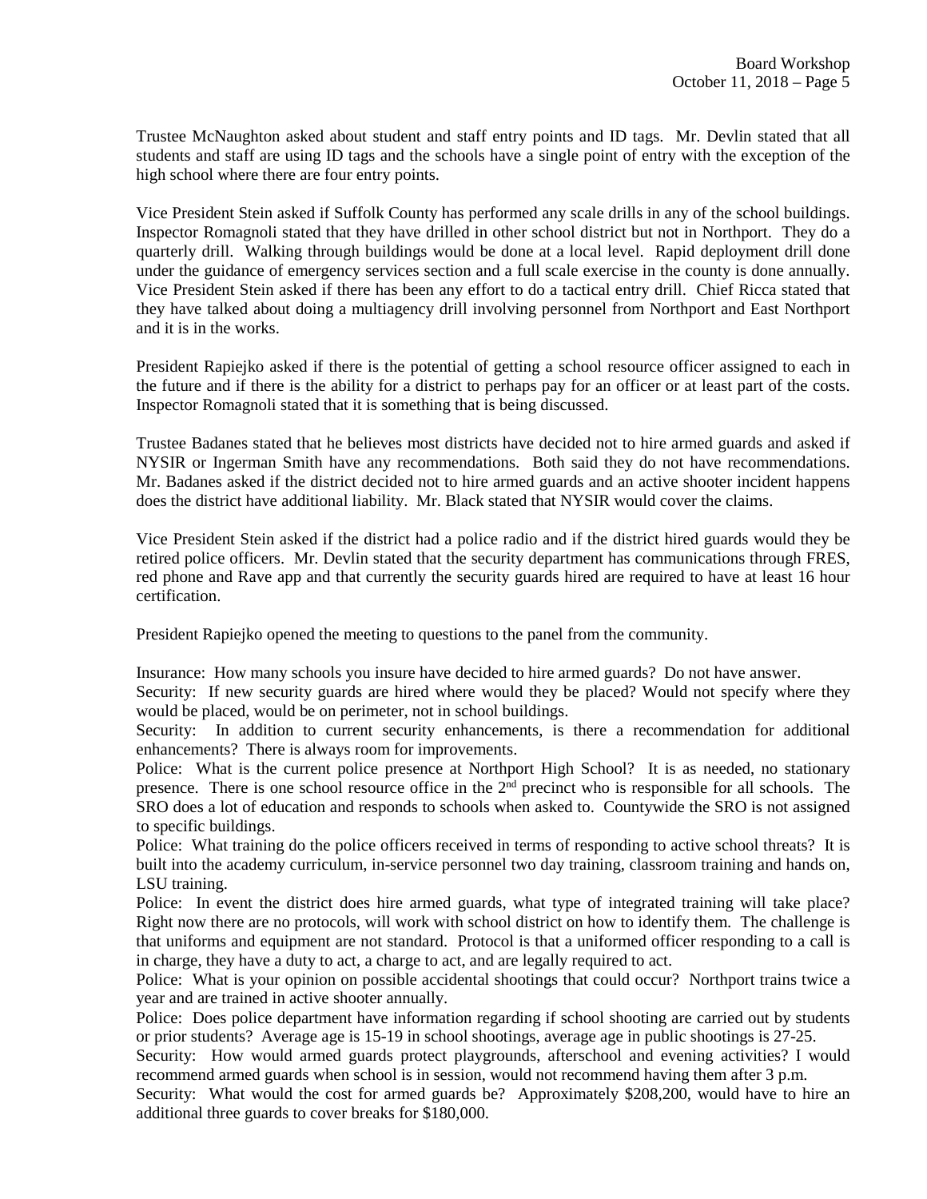Trustee McNaughton asked about student and staff entry points and ID tags. Mr. Devlin stated that all students and staff are using ID tags and the schools have a single point of entry with the exception of the high school where there are four entry points.

Vice President Stein asked if Suffolk County has performed any scale drills in any of the school buildings. Inspector Romagnoli stated that they have drilled in other school district but not in Northport. They do a quarterly drill. Walking through buildings would be done at a local level. Rapid deployment drill done under the guidance of emergency services section and a full scale exercise in the county is done annually. Vice President Stein asked if there has been any effort to do a tactical entry drill. Chief Ricca stated that they have talked about doing a multiagency drill involving personnel from Northport and East Northport and it is in the works.

President Rapiejko asked if there is the potential of getting a school resource officer assigned to each in the future and if there is the ability for a district to perhaps pay for an officer or at least part of the costs. Inspector Romagnoli stated that it is something that is being discussed.

Trustee Badanes stated that he believes most districts have decided not to hire armed guards and asked if NYSIR or Ingerman Smith have any recommendations. Both said they do not have recommendations. Mr. Badanes asked if the district decided not to hire armed guards and an active shooter incident happens does the district have additional liability. Mr. Black stated that NYSIR would cover the claims.

Vice President Stein asked if the district had a police radio and if the district hired guards would they be retired police officers. Mr. Devlin stated that the security department has communications through FRES, red phone and Rave app and that currently the security guards hired are required to have at least 16 hour certification.

President Rapiejko opened the meeting to questions to the panel from the community.

Insurance: How many schools you insure have decided to hire armed guards? Do not have answer.
Security: If new security guards are hired where would they be placed? Would not specify where they would be placed, would be on perimeter, not in school buildings.
Security: In addition to current security enhancements, is there a recommendation for additional enhancements? There is always room for improvements.
Police: What is the current police presence at Northport High School? It is as needed, no stationary presence. There is one school resource office in the 2nd precinct who is responsible for all schools. The SRO does a lot of education and responds to schools when asked to. Countywide the SRO is not assigned to specific buildings.
Police: What training do the police officers received in terms of responding to active school threats? It is built into the academy curriculum, in-service personnel two day training, classroom training and hands on, LSU training.
Police: In event the district does hire armed guards, what type of integrated training will take place? Right now there are no protocols, will work with school district on how to identify them. The challenge is that uniforms and equipment are not standard. Protocol is that a uniformed officer responding to a call is in charge, they have a duty to act, a charge to act, and are legally required to act.
Police: What is your opinion on possible accidental shootings that could occur? Northport trains twice a year and are trained in active shooter annually.
Police: Does police department have information regarding if school shooting are carried out by students or prior students? Average age is 15-19 in school shootings, average age in public shootings is 27-25.
Security: How would armed guards protect playgrounds, afterschool and evening activities? I would recommend armed guards when school is in session, would not recommend having them after 3 p.m.
Security: What would the cost for armed guards be? Approximately $208,200, would have to hire an additional three guards to cover breaks for $180,000.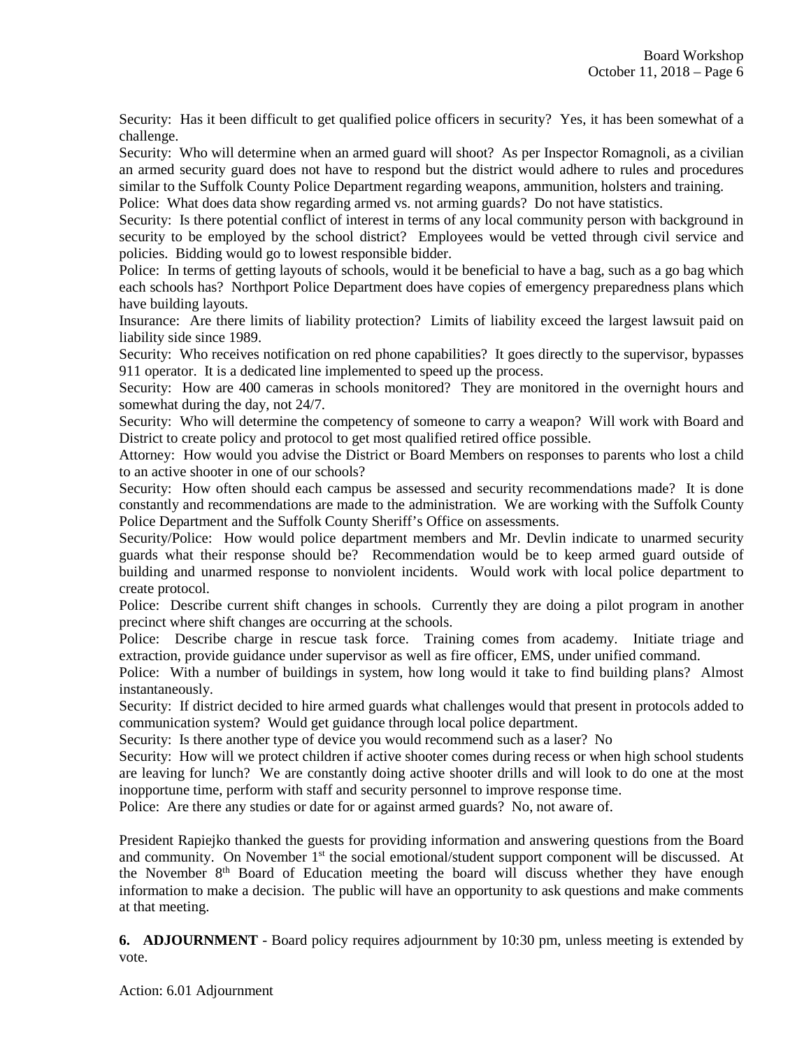Security: Has it been difficult to get qualified police officers in security? Yes, it has been somewhat of a challenge.

Security: Who will determine when an armed guard will shoot? As per Inspector Romagnoli, as a civilian an armed security guard does not have to respond but the district would adhere to rules and procedures similar to the Suffolk County Police Department regarding weapons, ammunition, holsters and training.

Police: What does data show regarding armed vs. not arming guards? Do not have statistics.

Security: Is there potential conflict of interest in terms of any local community person with background in security to be employed by the school district? Employees would be vetted through civil service and policies. Bidding would go to lowest responsible bidder.

Police: In terms of getting layouts of schools, would it be beneficial to have a bag, such as a go bag which each schools has? Northport Police Department does have copies of emergency preparedness plans which have building layouts.

Insurance: Are there limits of liability protection? Limits of liability exceed the largest lawsuit paid on liability side since 1989.

Security: Who receives notification on red phone capabilities? It goes directly to the supervisor, bypasses 911 operator. It is a dedicated line implemented to speed up the process.

Security: How are 400 cameras in schools monitored? They are monitored in the overnight hours and somewhat during the day, not 24/7.

Security: Who will determine the competency of someone to carry a weapon? Will work with Board and District to create policy and protocol to get most qualified retired office possible.

Attorney: How would you advise the District or Board Members on responses to parents who lost a child to an active shooter in one of our schools?

Security: How often should each campus be assessed and security recommendations made? It is done constantly and recommendations are made to the administration. We are working with the Suffolk County Police Department and the Suffolk County Sheriff's Office on assessments.

Security/Police: How would police department members and Mr. Devlin indicate to unarmed security guards what their response should be? Recommendation would be to keep armed guard outside of building and unarmed response to nonviolent incidents. Would work with local police department to create protocol.

Police: Describe current shift changes in schools. Currently they are doing a pilot program in another precinct where shift changes are occurring at the schools.

Police: Describe charge in rescue task force. Training comes from academy. Initiate triage and extraction, provide guidance under supervisor as well as fire officer, EMS, under unified command.

Police: With a number of buildings in system, how long would it take to find building plans? Almost instantaneously.

Security: If district decided to hire armed guards what challenges would that present in protocols added to communication system? Would get guidance through local police department.

Security: Is there another type of device you would recommend such as a laser? No

Security: How will we protect children if active shooter comes during recess or when high school students are leaving for lunch? We are constantly doing active shooter drills and will look to do one at the most inopportune time, perform with staff and security personnel to improve response time.

Police: Are there any studies or date for or against armed guards? No, not aware of.

President Rapiejko thanked the guests for providing information and answering questions from the Board and community. On November 1st the social emotional/student support component will be discussed. At the November 8th Board of Education meeting the board will discuss whether they have enough information to make a decision. The public will have an opportunity to ask questions and make comments at that meeting.

**6. ADJOURNMENT** - Board policy requires adjournment by 10:30 pm, unless meeting is extended by vote.

Action: 6.01 Adjournment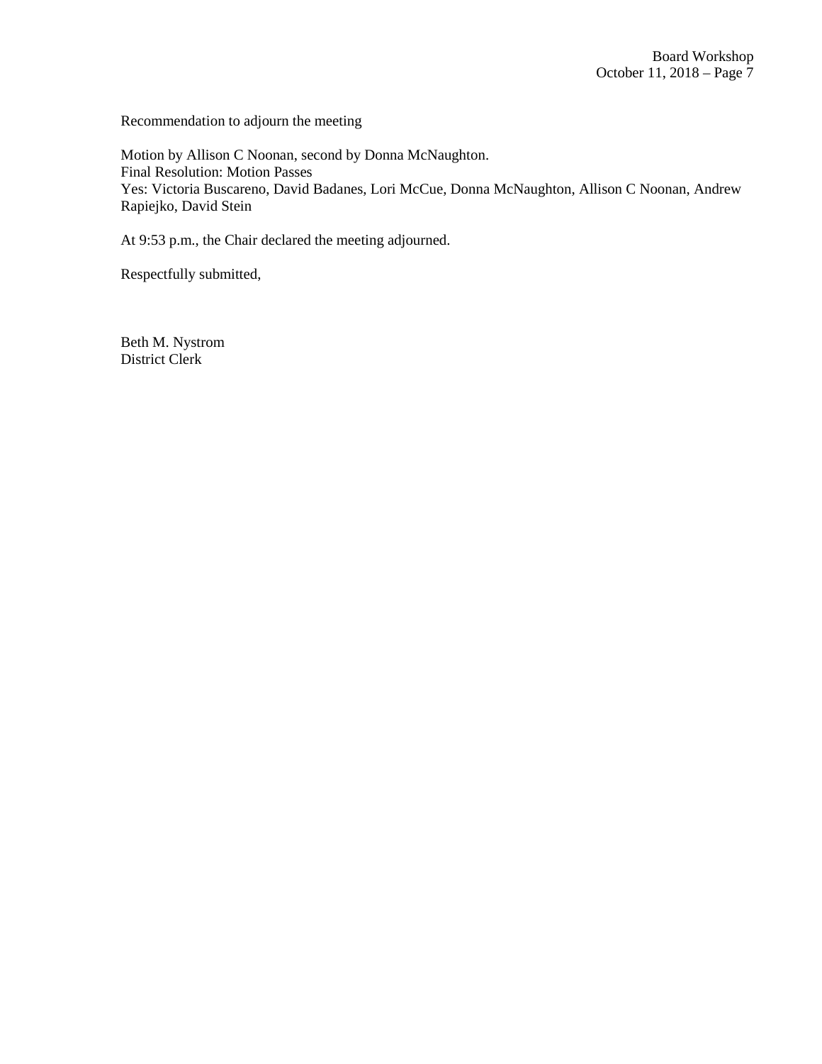Recommendation to adjourn the meeting

Motion by Allison C Noonan, second by Donna McNaughton.
Final Resolution: Motion Passes
Yes: Victoria Buscareno, David Badanes, Lori McCue, Donna McNaughton, Allison C Noonan, Andrew Rapiejko, David Stein

At 9:53 p.m., the Chair declared the meeting adjourned.

Respectfully submitted,

Beth M. Nystrom
District Clerk